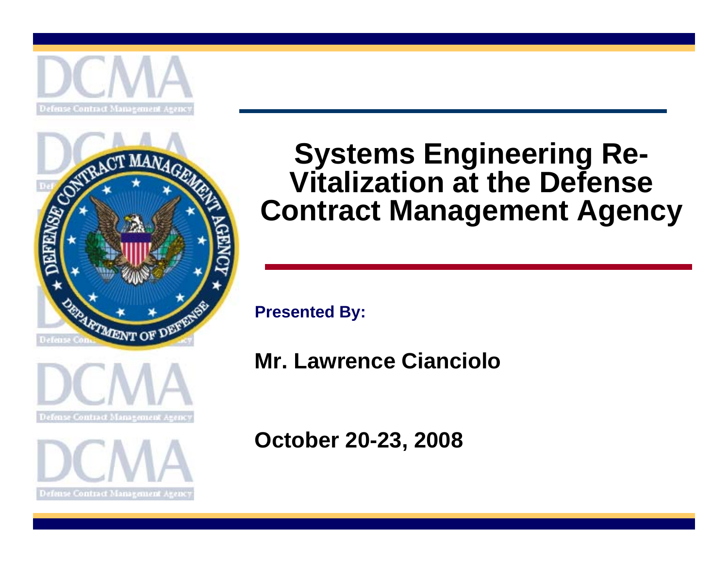# Systems Engineering Re-Vitalization at the Defense Contract Management Agency

**Presented By:**

**Mr. Lawrence Cianciolo**

**October 20-23, 2008**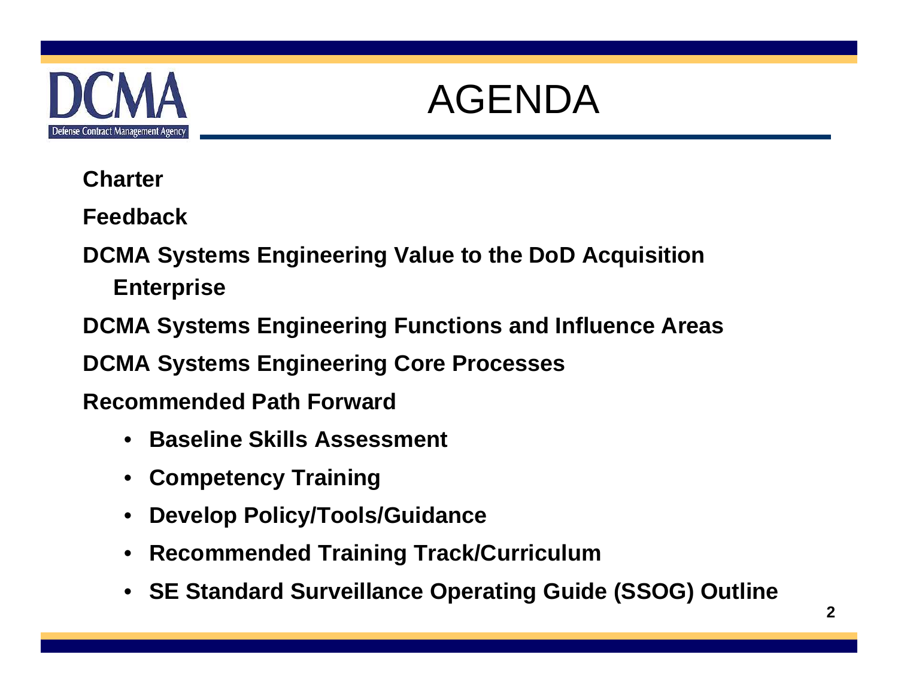# AGENDA

**Charter**

**Feedback**

**DCMA Systems Engineering Value to the DoD Acquisition Enterprise**

**DCMA Systems Engineering Functions and Influence Areas**

**DCMA Systems Engineering Core Processes**

**Recommended Path Forward**

- **Baseline Skills Assessment**
- **Competency Training**
- **Develop Policy/Tools/Guidance**
- **Recommended Training Track/Curriculum**
- **SE Standard Surveillance Operating Guide (SSOG) Outline**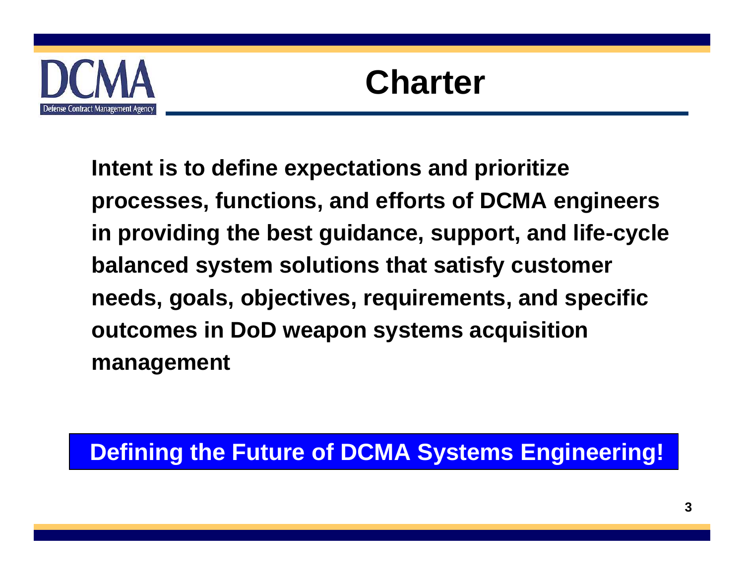# Charter

**Intent is to define expectations and prioritize processes, functions, and efforts of DCMA engineers in providing the best guidance, support, and life-cycle balanced system solutions that satisfy customer needs, goals, objectives, requirements, and specific outcomes in DoD weapon systems acquisition management**

**Defining the Future of DCMA Systems Engineering!**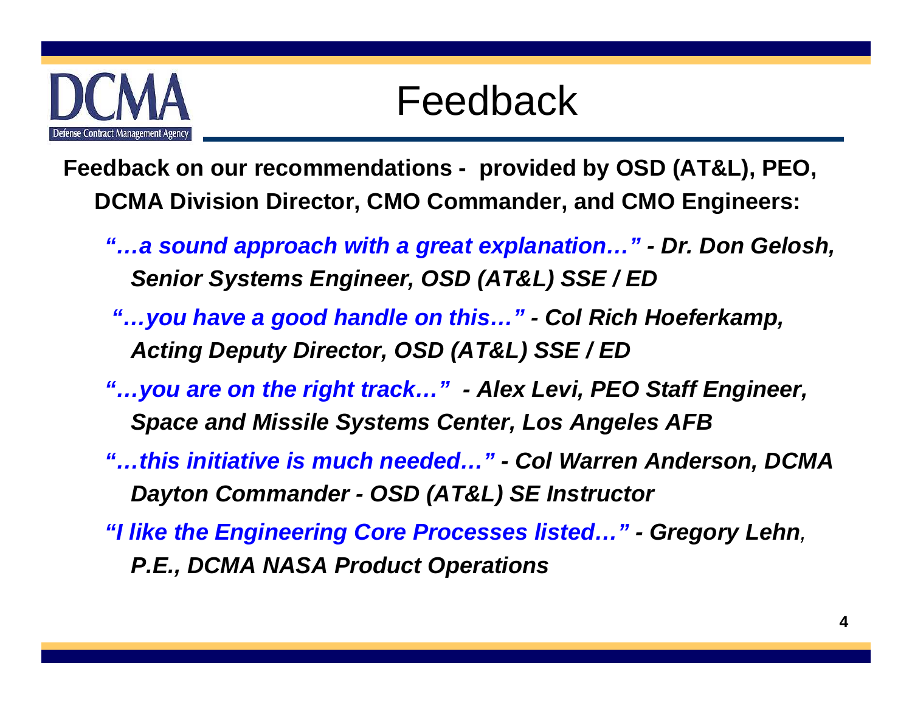# Feedback

**Feedback on our recommendations - provided by OSD (AT&L), PEO, DCMA Division Director, CMO Commander, and CMO Engineers:**

- ***"…a sound approach with a great explanation…" - Dr. Don Gelosh, Senior Systems Engineer, OSD (AT&L) SSE / ED***
- ***"…you have a good handle on this…" - Col Rich Hoeferkamp, Acting Deputy Director, OSD (AT&L) SSE / ED***
- ***"…you are on the right track…" - Alex Levi, PEO Staff Engineer, Space and Missile Systems Center, Los Angeles AFB***
- ***"…this initiative is much needed…" - Col Warren Anderson, DCMA Dayton Commander - OSD (AT&L) SE Instructor***
- ***"I like the Engineering Core Processes listed…" - Gregory Lehn, P.E., DCMA NASA Product Operations***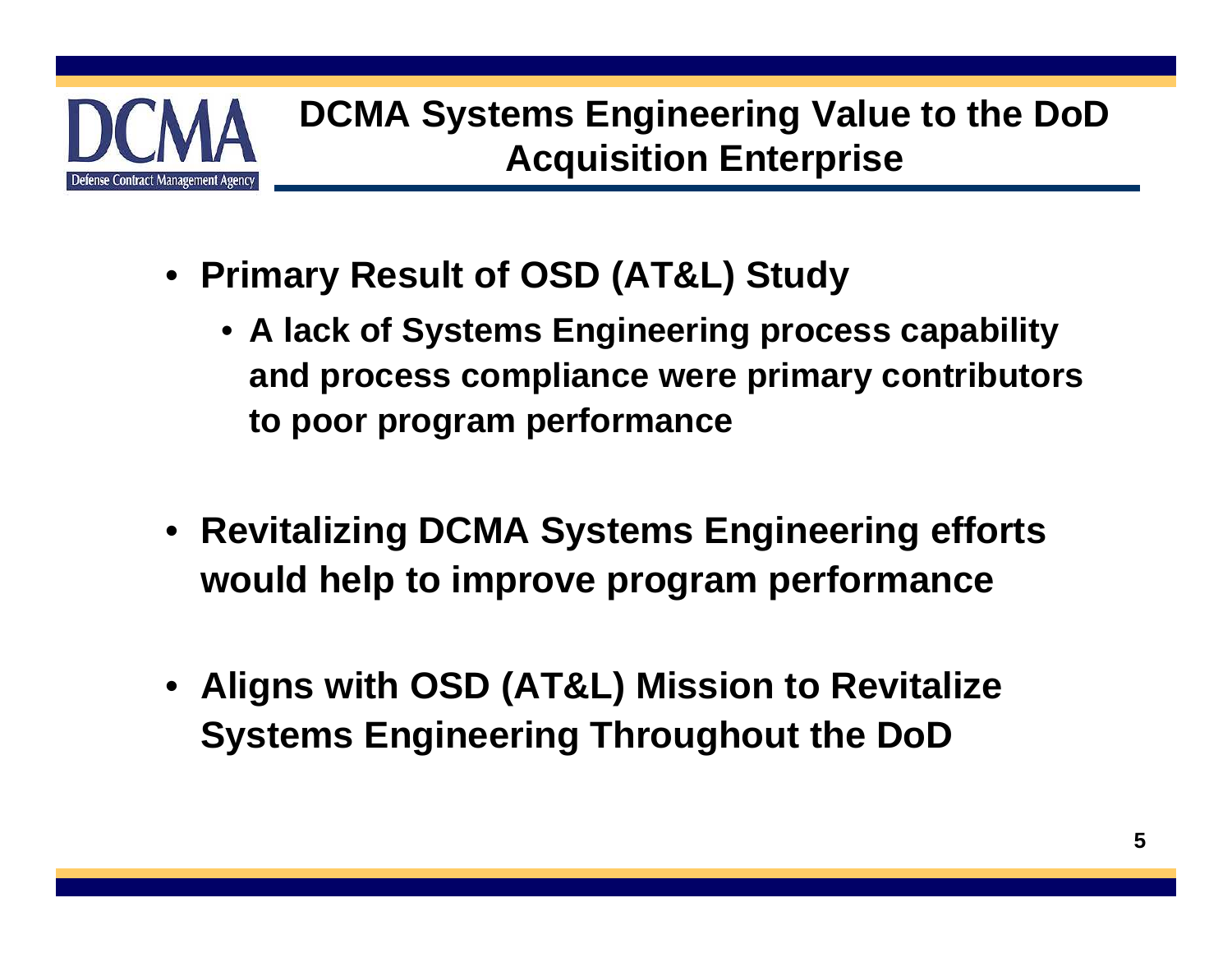# DCMA Systems Engineering Value to the DoD Acquisition Enterprise

- **Primary Result of OSD (AT&L) Study**
  - **A lack of Systems Engineering process capability and process compliance were primary contributors to poor program performance**
- **Revitalizing DCMA Systems Engineering efforts would help to improve program performance**
- **Aligns with OSD (AT&L) Mission to Revitalize Systems Engineering Throughout the DoD**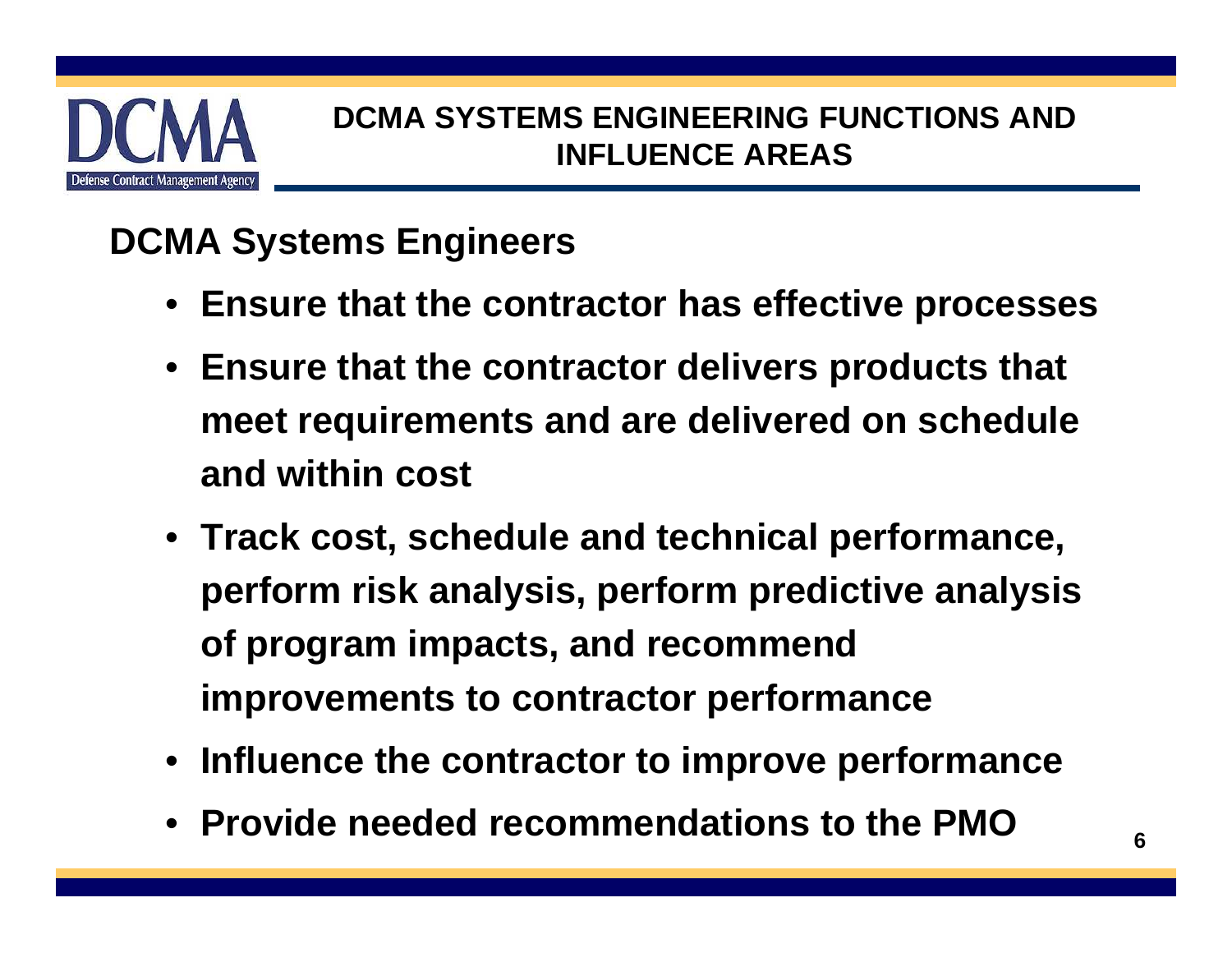# DCMA SYSTEMS ENGINEERING FUNCTIONS AND INFLUENCE AREAS

## DCMA Systems Engineers

- **Ensure that the contractor has effective processes**
- **Ensure that the contractor delivers products that meet requirements and are delivered on schedule and within cost**
- **Track cost, schedule and technical performance, perform risk analysis, perform predictive analysis of program impacts, and recommend improvements to contractor performance**
- **Influence the contractor to improve performance**
- **Provide needed recommendations to the PMO**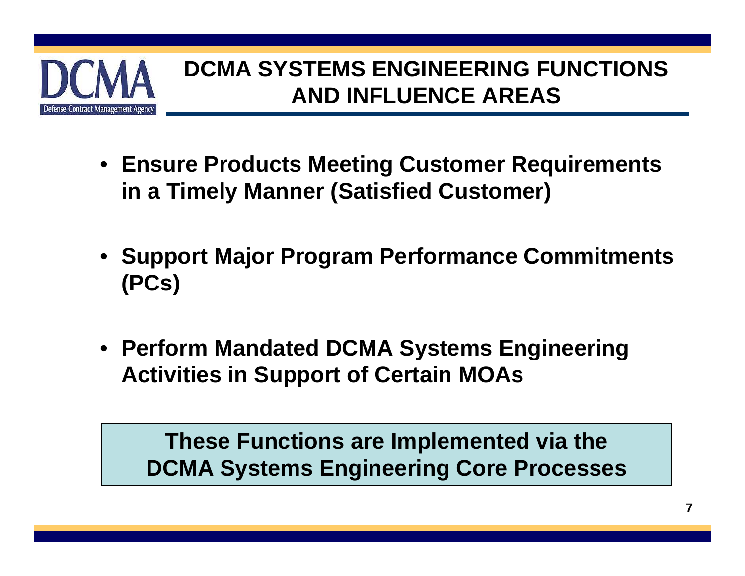# DCMA SYSTEMS ENGINEERING FUNCTIONS AND INFLUENCE AREAS

- **Ensure Products Meeting Customer Requirements in a Timely Manner (Satisfied Customer)**
- **Support Major Program Performance Commitments (PCs)**
- **Perform Mandated DCMA Systems Engineering Activities in Support of Certain MOAs**

**These Functions are Implemented via the DCMA Systems Engineering Core Processes**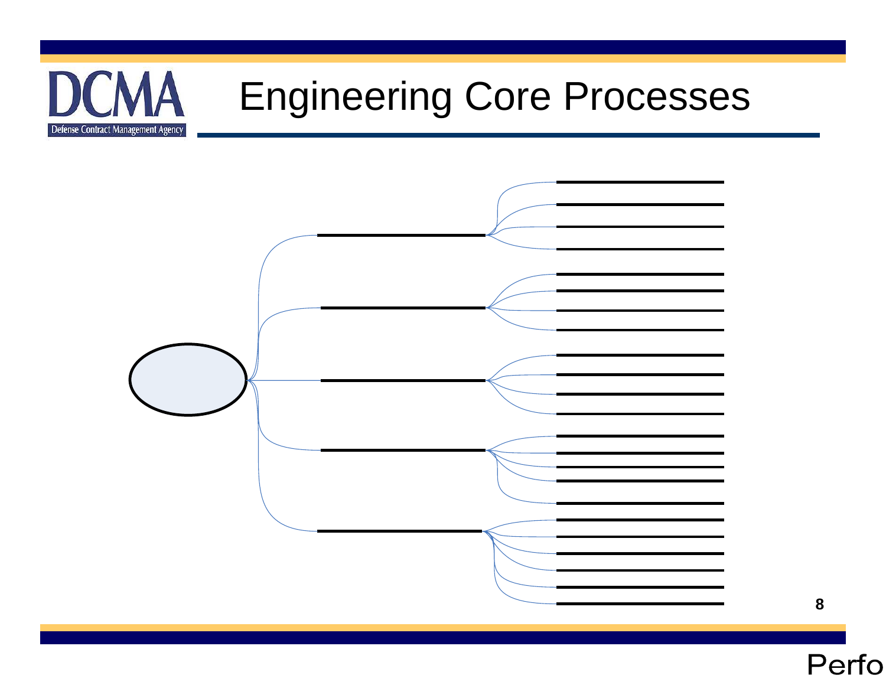# Engineering Core Processes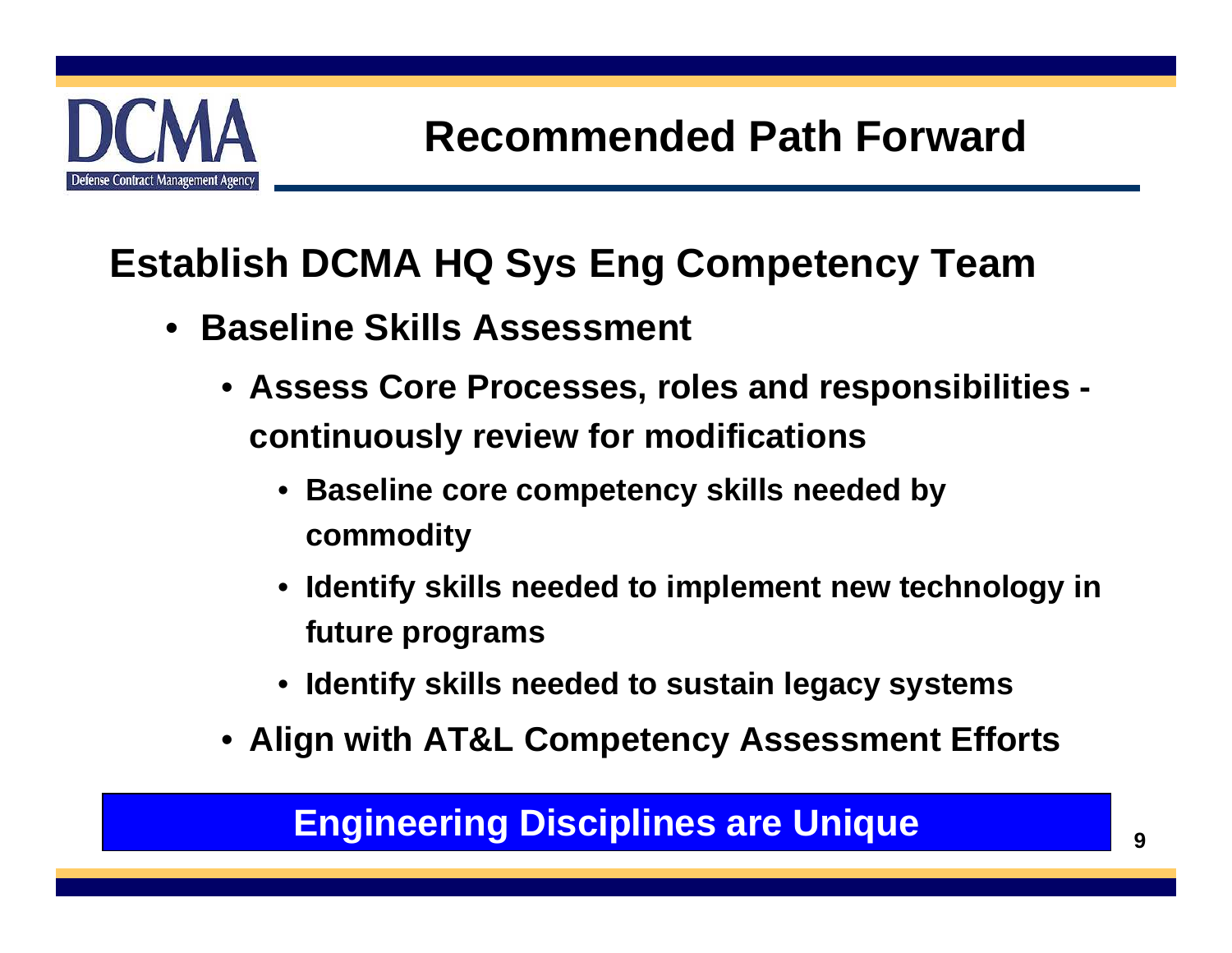# Recommended Path Forward

## Establish DCMA HQ Sys Eng Competency Team

- **Baseline Skills Assessment**
  - **Assess Core Processes, roles and responsibilities - continuously review for modifications**
    - **Baseline core competency skills needed by commodity**
    - **Identify skills needed to implement new technology in future programs**
    - **Identify skills needed to sustain legacy systems**
  - **Align with AT&L Competency Assessment Efforts**

**Engineering Disciplines are Unique**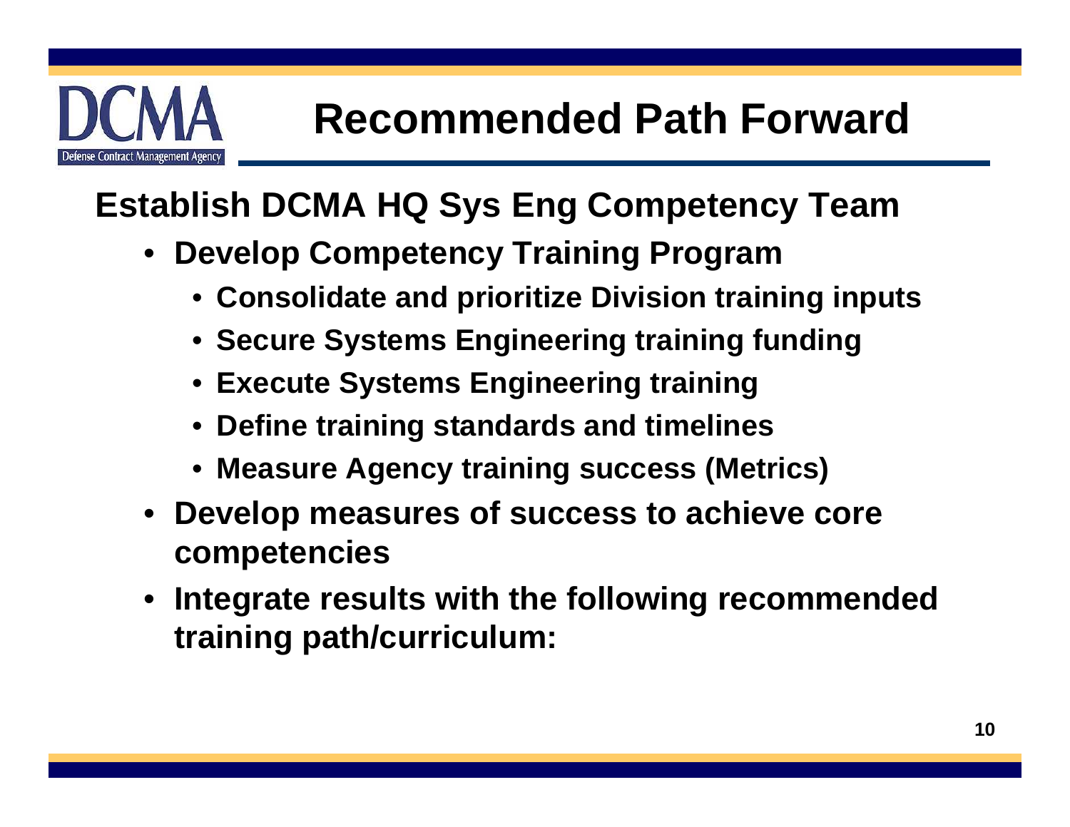# Recommended Path Forward

## Establish DCMA HQ Sys Eng Competency Team

- **Develop Competency Training Program**
  - **Consolidate and prioritize Division training inputs**
  - **Secure Systems Engineering training funding**
  - **Execute Systems Engineering training**
  - **Define training standards and timelines**
  - **Measure Agency training success (Metrics)**
- **Develop measures of success to achieve core competencies**
- **Integrate results with the following recommended training path/curriculum:**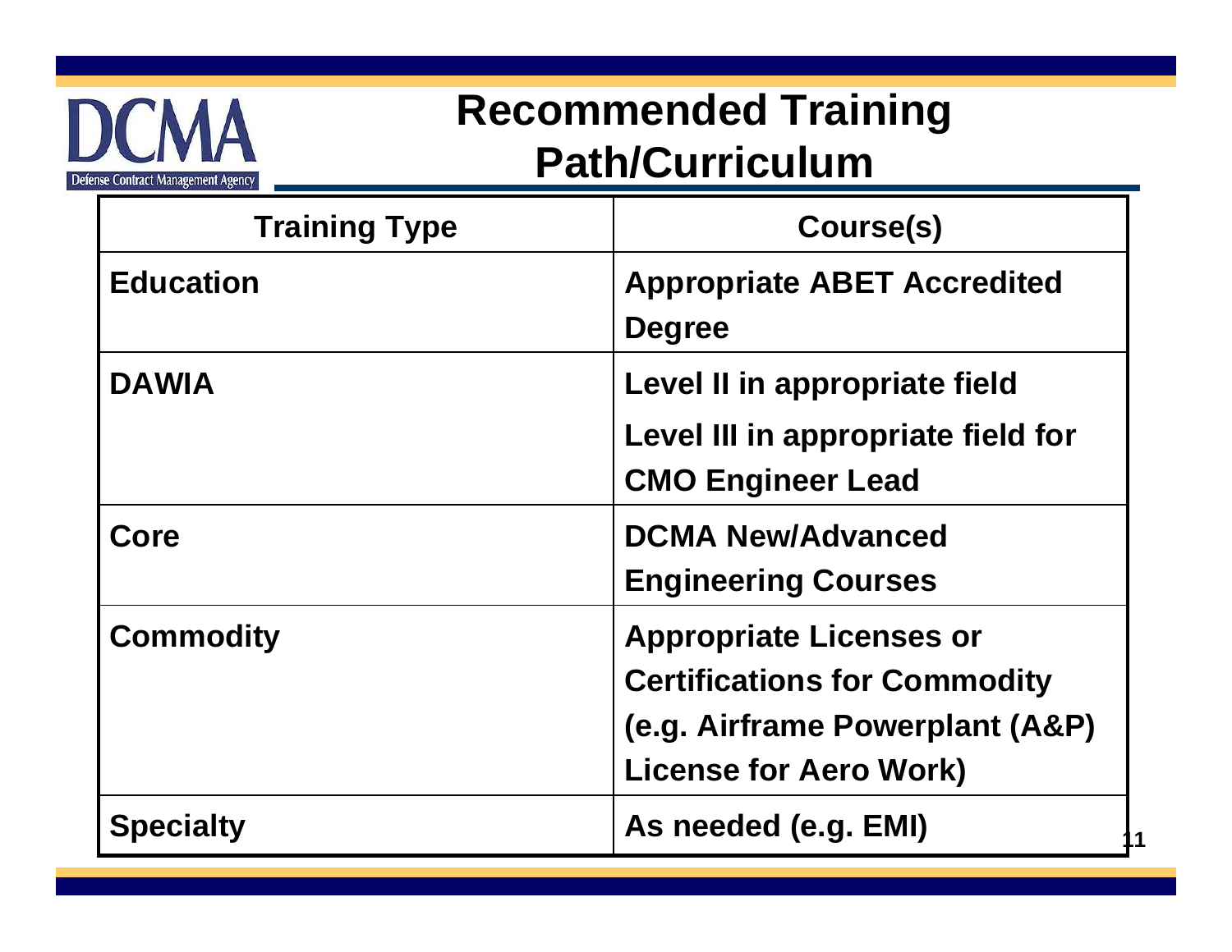# Recommended Training Path/Curriculum

| Training Type | Course(s) |
|---|---|
| **Education** | **Appropriate ABET Accredited Degree** |
| **DAWIA** | **Level II in appropriate field**<br>**Level III in appropriate field for CMO Engineer Lead** |
| **Core** | **DCMA New/Advanced Engineering Courses** |
| **Commodity** | **Appropriate Licenses or Certifications for Commodity (e.g. Airframe Powerplant (A&P) License for Aero Work)** |
| **Specialty** | **As needed (e.g. EMI)** |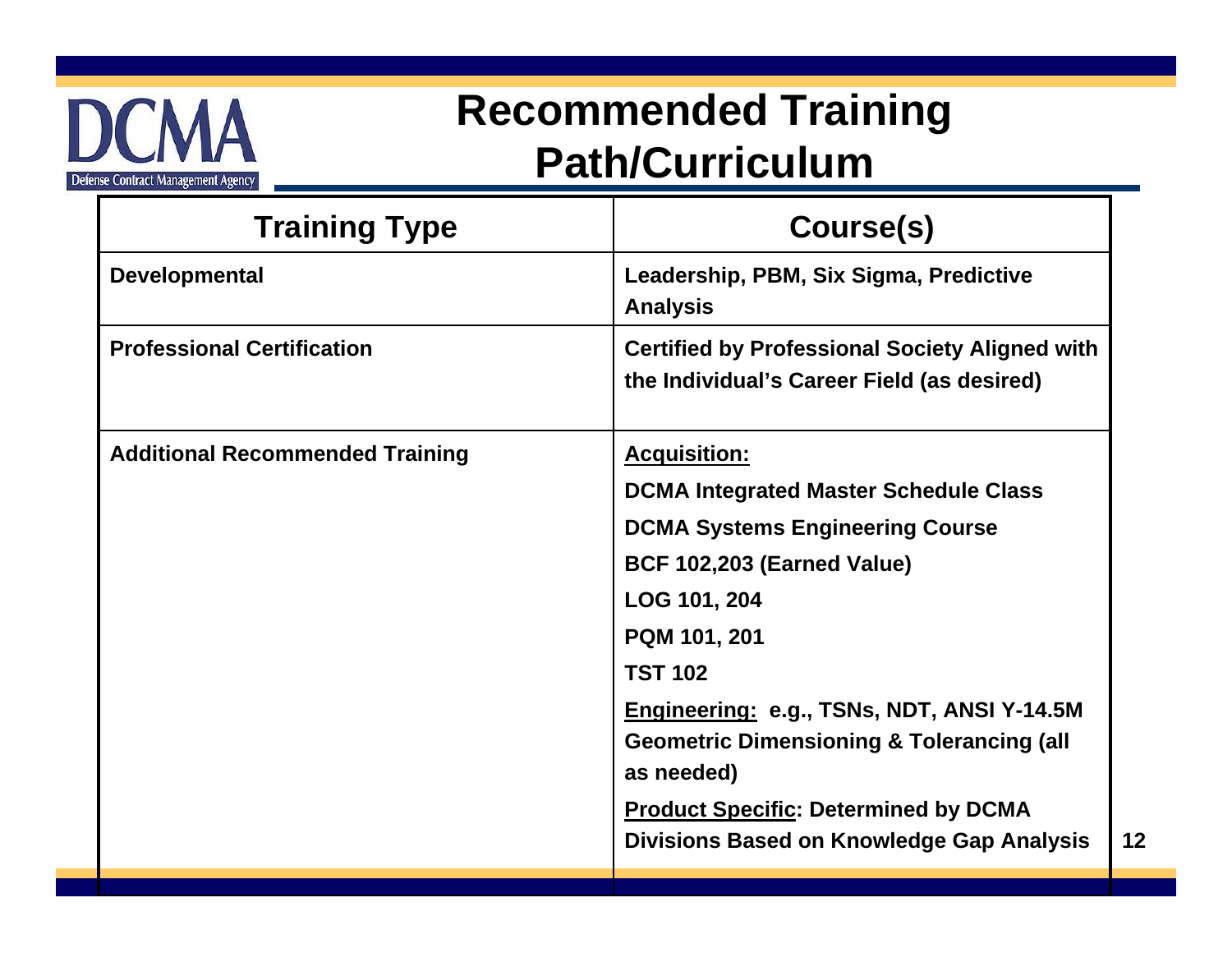# Recommended Training Path/Curriculum

| Training Type | Course(s) |
|---|---|
| **Developmental** | **Leadership, PBM, Six Sigma, Predictive Analysis** |
| **Professional Certification** | **Certified by Professional Society Aligned with the Individual's Career Field (as desired)** |
| **Additional Recommended Training** | **Acquisition:**<br>**DCMA Integrated Master Schedule Class**<br>**DCMA Systems Engineering Course**<br>**BCF 102,203 (Earned Value)**<br>**LOG 101, 204**<br>**PQM 101, 201**<br>**TST 102**<br>**Engineering: e.g., TSNs, NDT, ANSI Y-14.5M Geometric Dimensioning & Tolerancing (all as needed)**<br>**Product Specific: Determined by DCMA Divisions Based on Knowledge Gap Analysis** |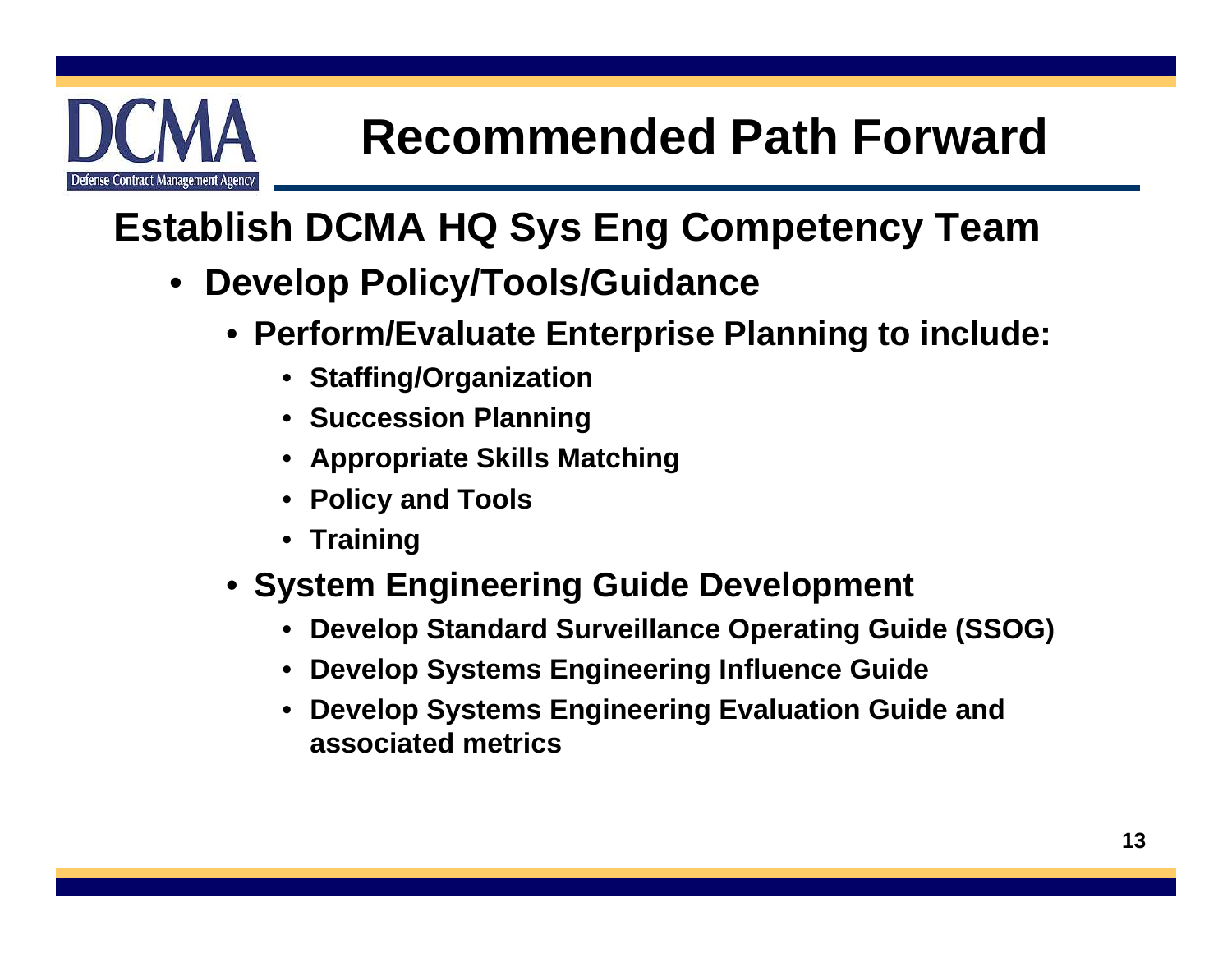# Recommended Path Forward

## Establish DCMA HQ Sys Eng Competency Team

- **Develop Policy/Tools/Guidance**
  - **Perform/Evaluate Enterprise Planning to include:**
    - **Staffing/Organization**
    - **Succession Planning**
    - **Appropriate Skills Matching**
    - **Policy and Tools**
    - **Training**
  - **System Engineering Guide Development**
    - **Develop Standard Surveillance Operating Guide (SSOG)**
    - **Develop Systems Engineering Influence Guide**
    - **Develop Systems Engineering Evaluation Guide and associated metrics**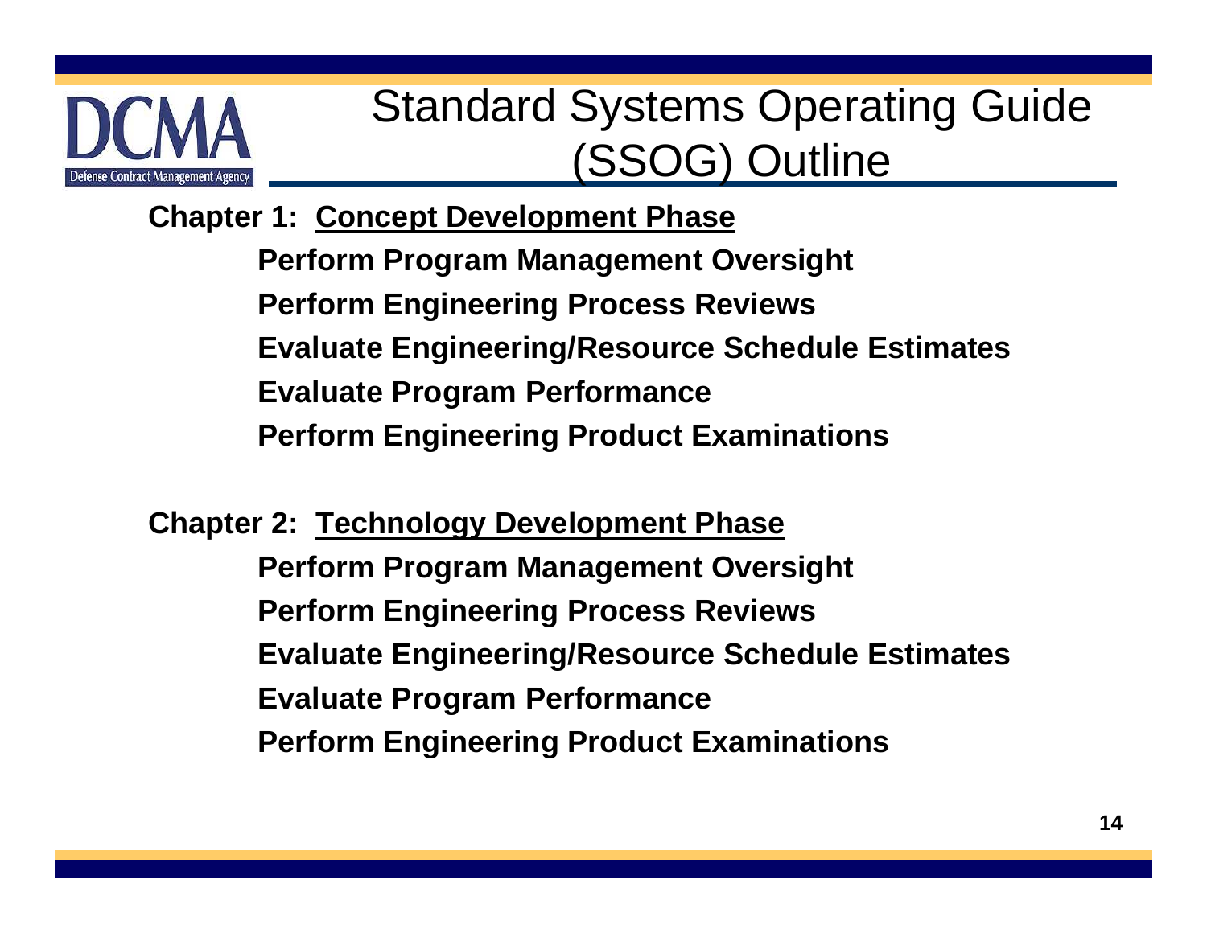# Standard Systems Operating Guide (SSOG) Outline

**Chapter 1: Concept Development Phase**

- **Perform Program Management Oversight**
- **Perform Engineering Process Reviews**
- **Evaluate Engineering/Resource Schedule Estimates**
- **Evaluate Program Performance**
- **Perform Engineering Product Examinations**

**Chapter 2: Technology Development Phase**

- **Perform Program Management Oversight**
- **Perform Engineering Process Reviews**
- **Evaluate Engineering/Resource Schedule Estimates**
- **Evaluate Program Performance**
- **Perform Engineering Product Examinations**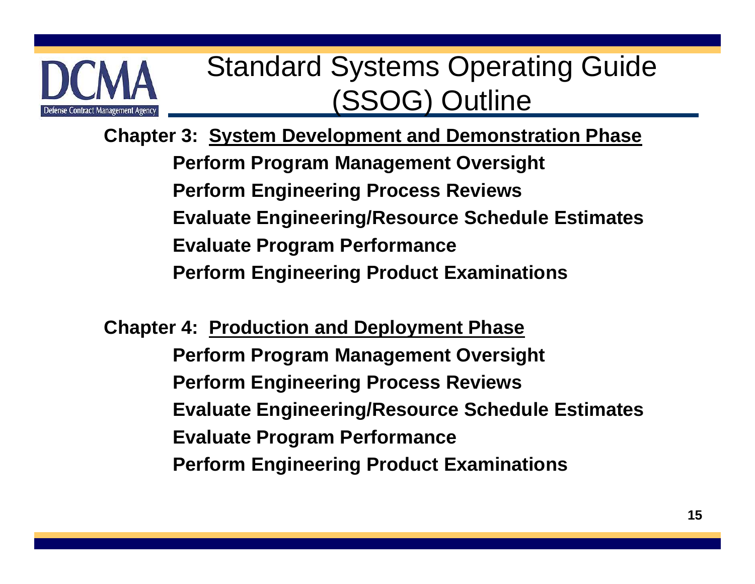# Standard Systems Operating Guide (SSOG) Outline

**Chapter 3: System Development and Demonstration Phase**

- **Perform Program Management Oversight**
- **Perform Engineering Process Reviews**
- **Evaluate Engineering/Resource Schedule Estimates**
- **Evaluate Program Performance**
- **Perform Engineering Product Examinations**

**Chapter 4: Production and Deployment Phase**

- **Perform Program Management Oversight**
- **Perform Engineering Process Reviews**
- **Evaluate Engineering/Resource Schedule Estimates**
- **Evaluate Program Performance**
- **Perform Engineering Product Examinations**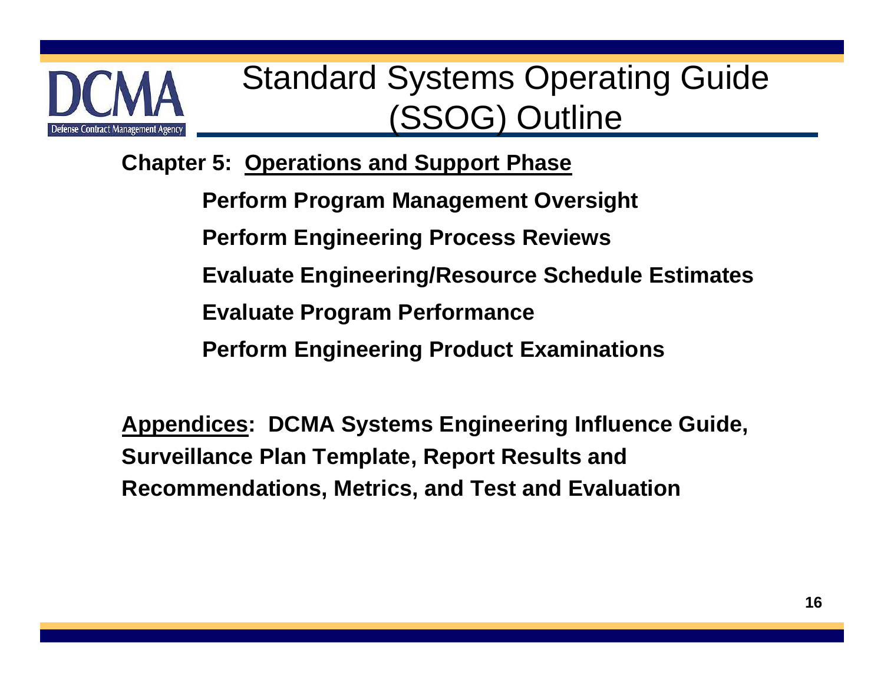# Standard Systems Operating Guide (SSOG) Outline

**Chapter 5: Operations and Support Phase**

- **Perform Program Management Oversight**
- **Perform Engineering Process Reviews**
- **Evaluate Engineering/Resource Schedule Estimates**
- **Evaluate Program Performance**
- **Perform Engineering Product Examinations**

**Appendices: DCMA Systems Engineering Influence Guide, Surveillance Plan Template, Report Results and Recommendations, Metrics, and Test and Evaluation**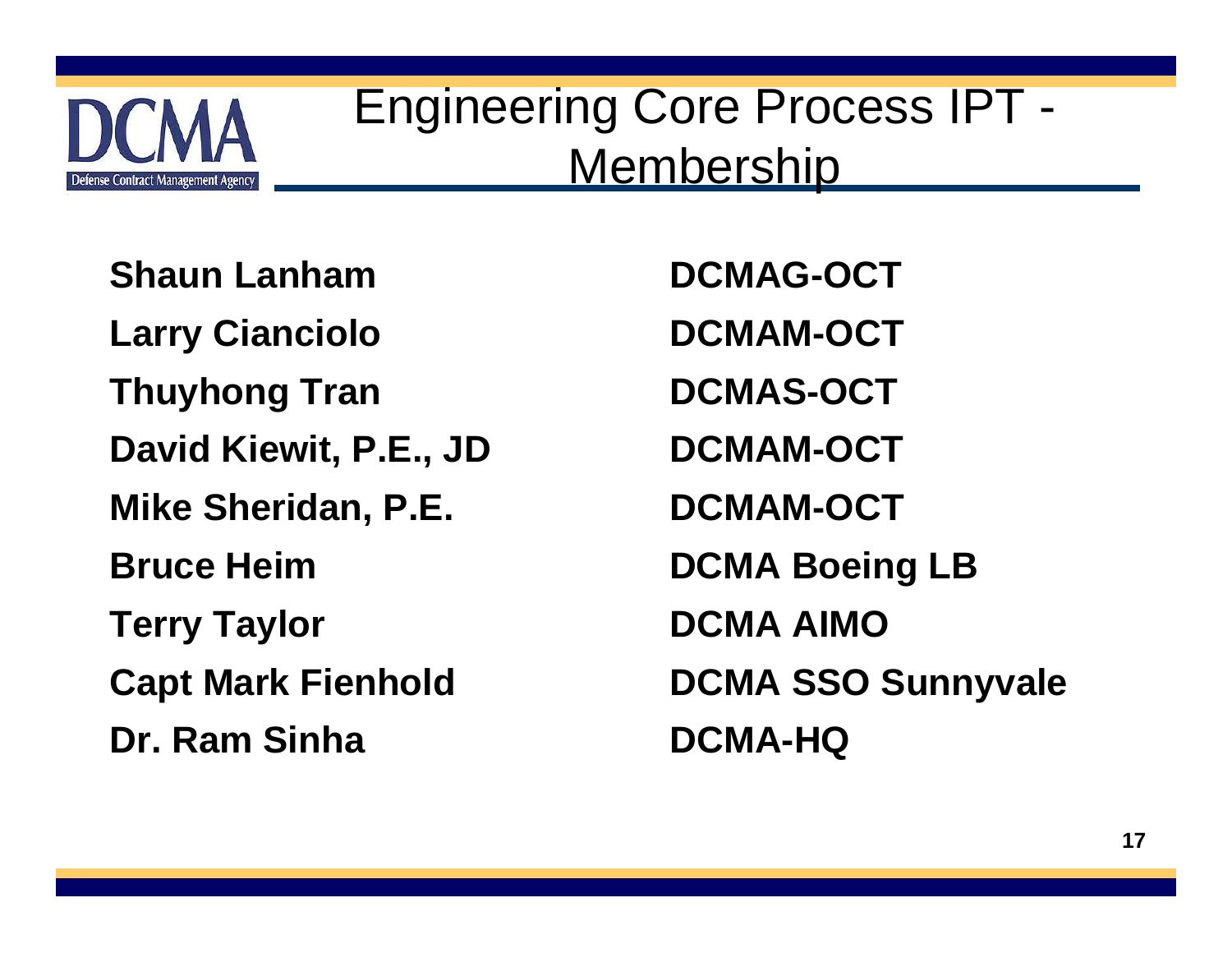# Engineering Core Process IPT - Membership

| | |
|---|---|
| **Shaun Lanham** | **DCMAG-OCT** |
| **Larry Cianciolo** | **DCMAM-OCT** |
| **Thuyhong Tran** | **DCMAS-OCT** |
| **David Kiewit, P.E., JD** | **DCMAM-OCT** |
| **Mike Sheridan, P.E.** | **DCMAM-OCT** |
| **Bruce Heim** | **DCMA Boeing LB** |
| **Terry Taylor** | **DCMA AIMO** |
| **Capt Mark Fienhold** | **DCMA SSO Sunnyvale** |
| **Dr. Ram Sinha** | **DCMA-HQ** |